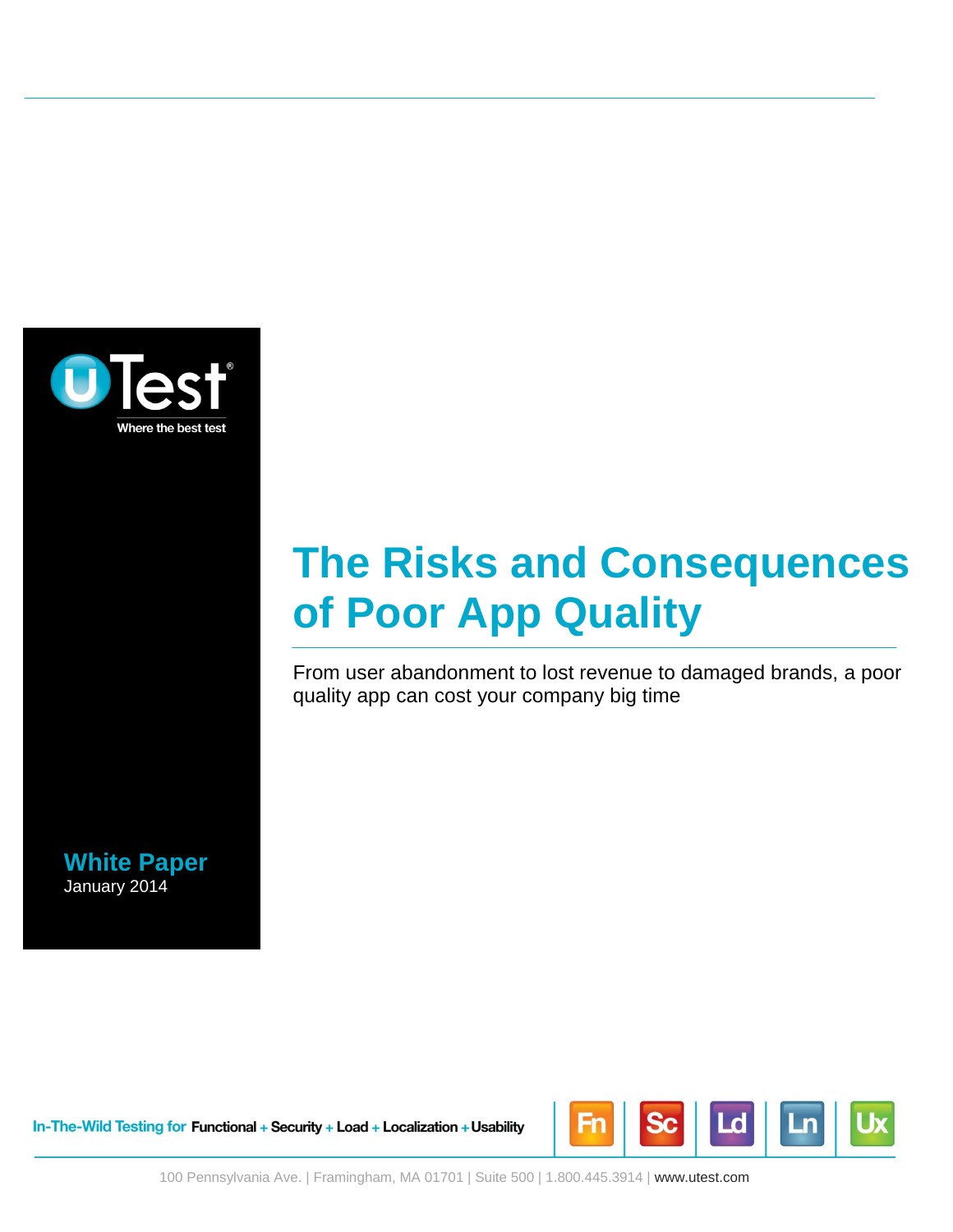uTest®

Where the best test

# The Risks and Consequences of Poor App Quality

From user abandonment to lost revenue to damaged brands, a poor quality app can cost your company big time

**White Paper**

January 2014

In-The-Wild Testing for **Functional** + **Security** + **Load** + **Localization** + **Usability**

Fn Sc Ld Ln Ux

100 Pennsylvania Ave. | Framingham, MA 01701 | Suite 500 | 1.800.445.3914 | www.utest.com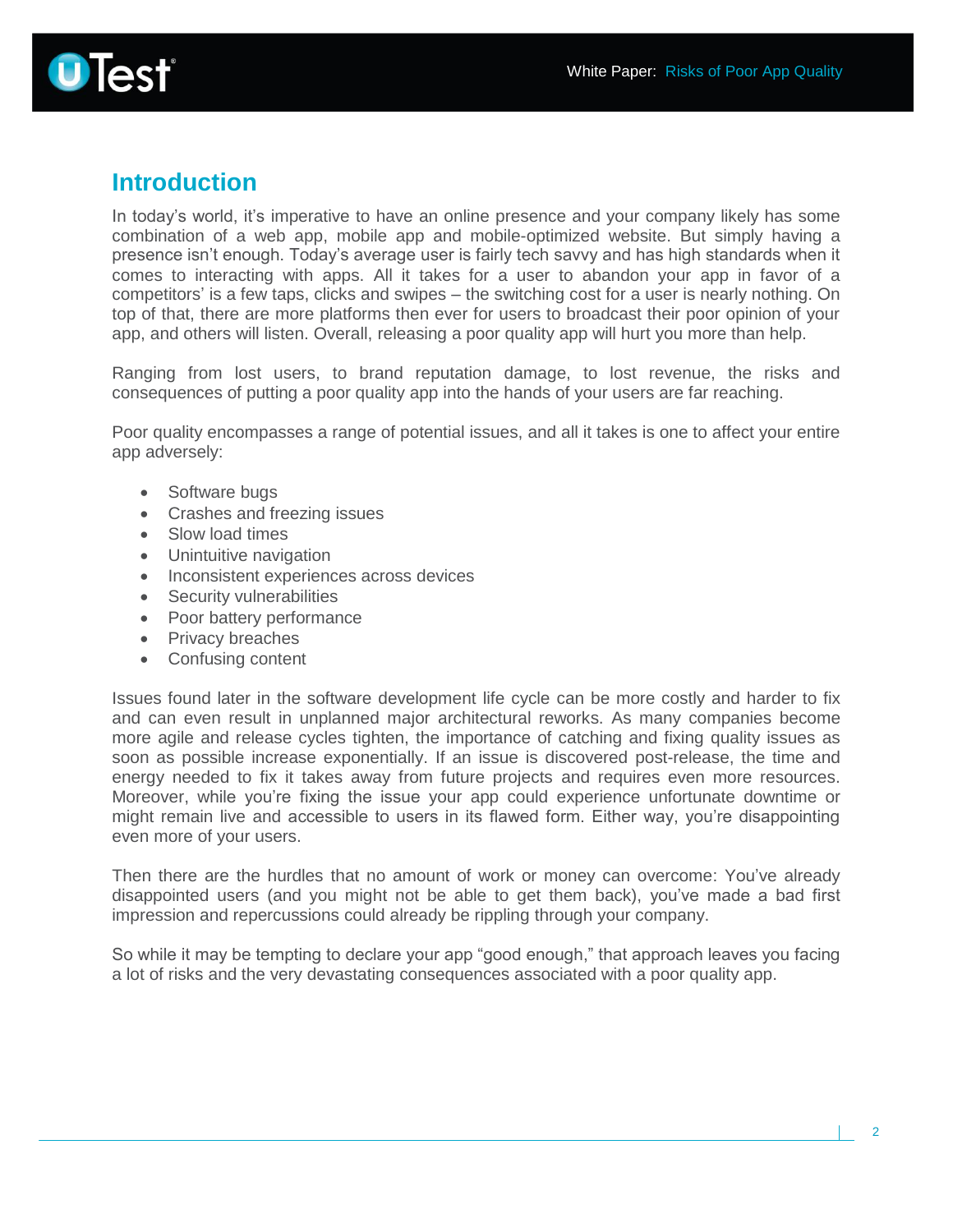## Introduction

In today's world, it's imperative to have an online presence and your company likely has some combination of a web app, mobile app and mobile-optimized website. But simply having a presence isn't enough. Today's average user is fairly tech savvy and has high standards when it comes to interacting with apps. All it takes for a user to abandon your app in favor of a competitors' is a few taps, clicks and swipes – the switching cost for a user is nearly nothing. On top of that, there are more platforms then ever for users to broadcast their poor opinion of your app, and others will listen. Overall, releasing a poor quality app will hurt you more than help.

Ranging from lost users, to brand reputation damage, to lost revenue, the risks and consequences of putting a poor quality app into the hands of your users are far reaching.

Poor quality encompasses a range of potential issues, and all it takes is one to affect your entire app adversely:

- Software bugs
- Crashes and freezing issues
- Slow load times
- Unintuitive navigation
- Inconsistent experiences across devices
- Security vulnerabilities
- Poor battery performance
- Privacy breaches
- Confusing content

Issues found later in the software development life cycle can be more costly and harder to fix and can even result in unplanned major architectural reworks. As many companies become more agile and release cycles tighten, the importance of catching and fixing quality issues as soon as possible increase exponentially. If an issue is discovered post-release, the time and energy needed to fix it takes away from future projects and requires even more resources. Moreover, while you're fixing the issue your app could experience unfortunate downtime or might remain live and accessible to users in its flawed form. Either way, you're disappointing even more of your users.

Then there are the hurdles that no amount of work or money can overcome: You've already disappointed users (and you might not be able to get them back), you've made a bad first impression and repercussions could already be rippling through your company.

So while it may be tempting to declare your app "good enough," that approach leaves you facing a lot of risks and the very devastating consequences associated with a poor quality app.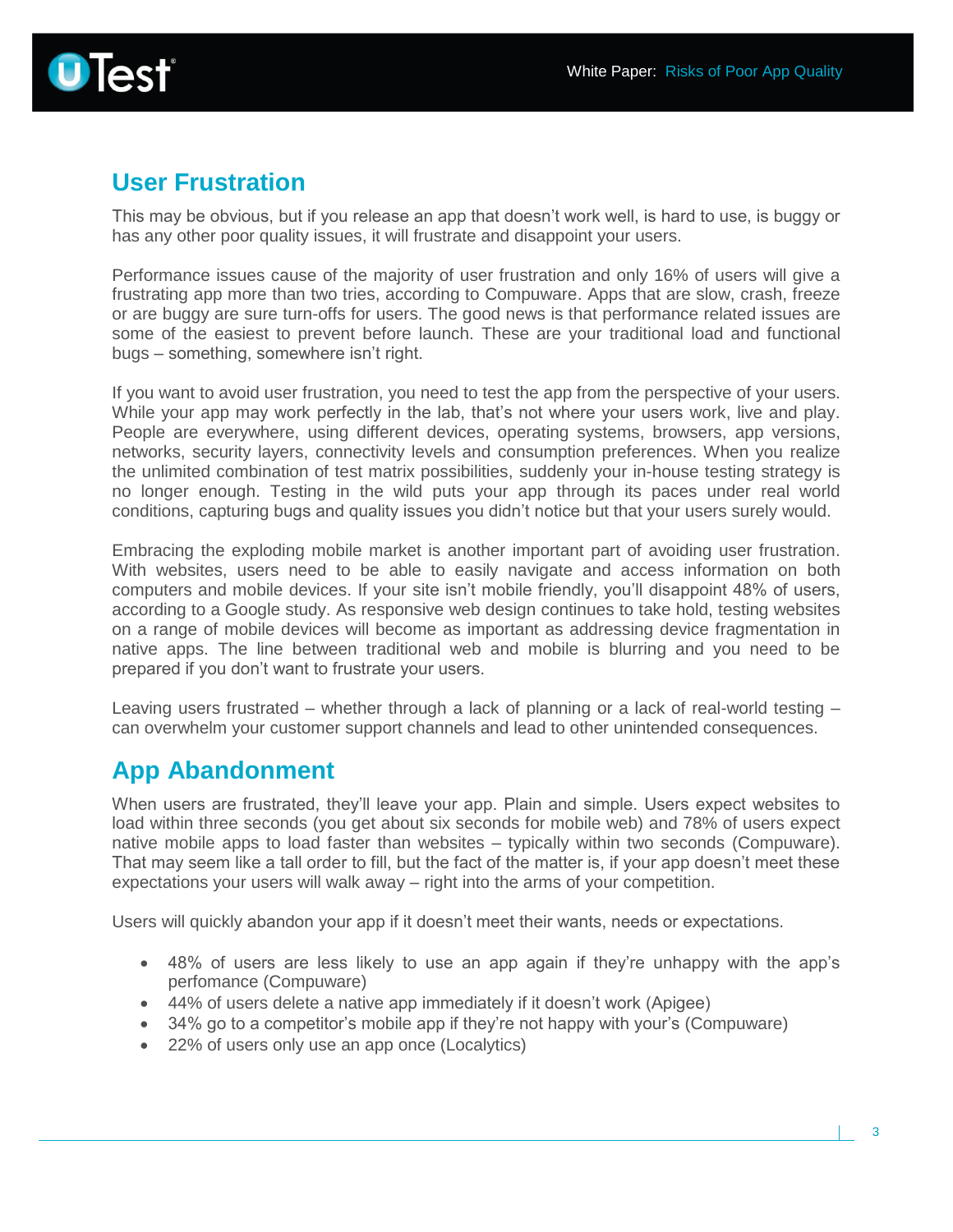## User Frustration

This may be obvious, but if you release an app that doesn't work well, is hard to use, is buggy or has any other poor quality issues, it will frustrate and disappoint your users.

Performance issues cause of the majority of user frustration and only 16% of users will give a frustrating app more than two tries, according to Compuware. Apps that are slow, crash, freeze or are buggy are sure turn-offs for users. The good news is that performance related issues are some of the easiest to prevent before launch. These are your traditional load and functional bugs – something, somewhere isn't right.

If you want to avoid user frustration, you need to test the app from the perspective of your users. While your app may work perfectly in the lab, that's not where your users work, live and play. People are everywhere, using different devices, operating systems, browsers, app versions, networks, security layers, connectivity levels and consumption preferences. When you realize the unlimited combination of test matrix possibilities, suddenly your in-house testing strategy is no longer enough. Testing in the wild puts your app through its paces under real world conditions, capturing bugs and quality issues you didn't notice but that your users surely would.

Embracing the exploding mobile market is another important part of avoiding user frustration. With websites, users need to be able to easily navigate and access information on both computers and mobile devices. If your site isn't mobile friendly, you'll disappoint 48% of users, according to a Google study. As responsive web design continues to take hold, testing websites on a range of mobile devices will become as important as addressing device fragmentation in native apps. The line between traditional web and mobile is blurring and you need to be prepared if you don't want to frustrate your users.

Leaving users frustrated – whether through a lack of planning or a lack of real-world testing – can overwhelm your customer support channels and lead to other unintended consequences.

## App Abandonment

When users are frustrated, they'll leave your app. Plain and simple. Users expect websites to load within three seconds (you get about six seconds for mobile web) and 78% of users expect native mobile apps to load faster than websites – typically within two seconds (Compuware). That may seem like a tall order to fill, but the fact of the matter is, if your app doesn't meet these expectations your users will walk away – right into the arms of your competition.

Users will quickly abandon your app if it doesn't meet their wants, needs or expectations.

- 48% of users are less likely to use an app again if they're unhappy with the app's perfomance (Compuware)
- 44% of users delete a native app immediately if it doesn't work (Apigee)
- 34% go to a competitor's mobile app if they're not happy with your's (Compuware)
- 22% of users only use an app once (Localytics)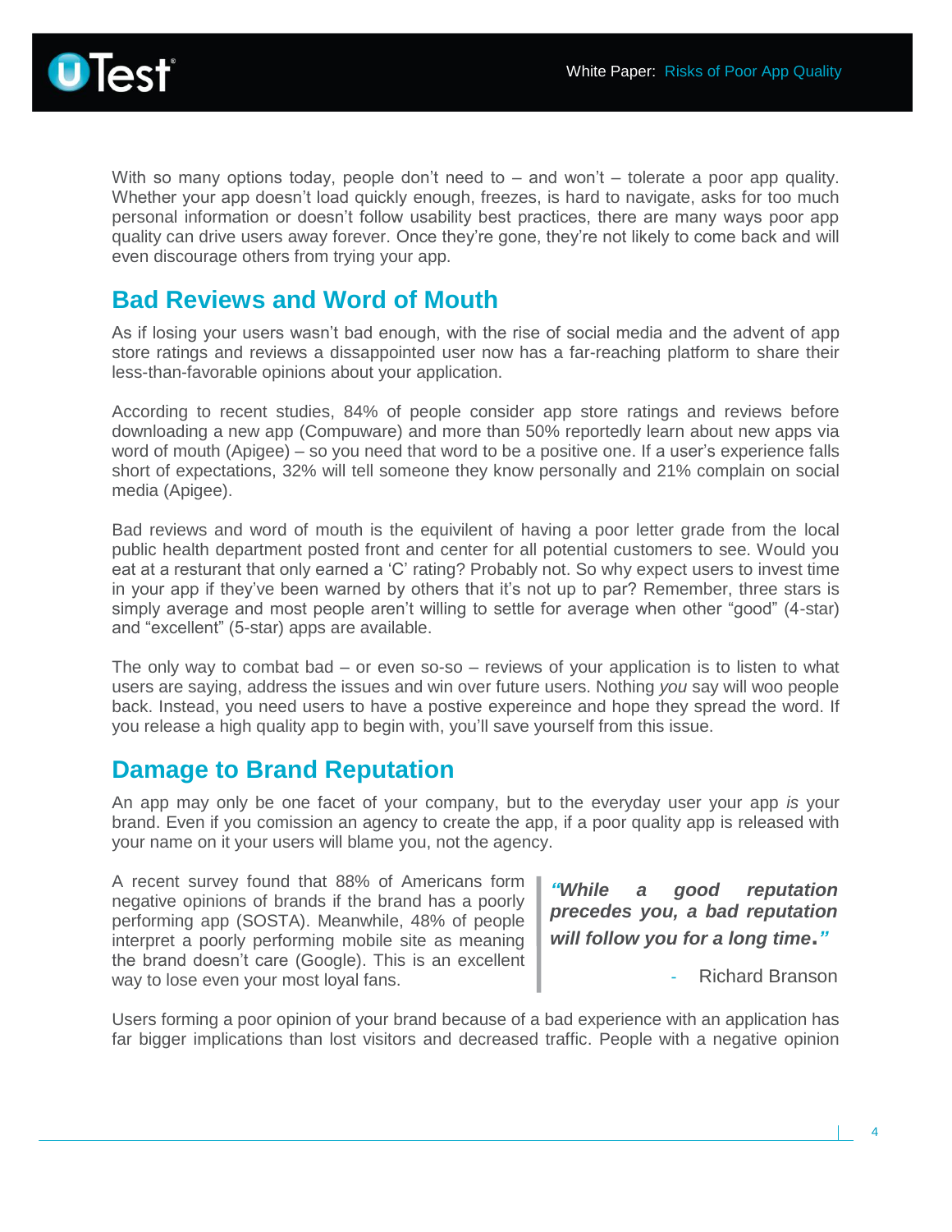With so many options today, people don't need to – and won't – tolerate a poor app quality. Whether your app doesn't load quickly enough, freezes, is hard to navigate, asks for too much personal information or doesn't follow usability best practices, there are many ways poor app quality can drive users away forever. Once they're gone, they're not likely to come back and will even discourage others from trying your app.

## Bad Reviews and Word of Mouth

As if losing your users wasn't bad enough, with the rise of social media and the advent of app store ratings and reviews a dissappointed user now has a far-reaching platform to share their less-than-favorable opinions about your application.

According to recent studies, 84% of people consider app store ratings and reviews before downloading a new app (Compuware) and more than 50% reportedly learn about new apps via word of mouth (Apigee) – so you need that word to be a positive one. If a user's experience falls short of expectations, 32% will tell someone they know personally and 21% complain on social media (Apigee).

Bad reviews and word of mouth is the equivilent of having a poor letter grade from the local public health department posted front and center for all potential customers to see. Would you eat at a resturant that only earned a 'C' rating? Probably not. So why expect users to invest time in your app if they've been warned by others that it's not up to par? Remember, three stars is simply average and most people aren't willing to settle for average when other "good" (4-star) and "excellent" (5-star) apps are available.

The only way to combat bad – or even so-so – reviews of your application is to listen to what users are saying, address the issues and win over future users. Nothing *you* say will woo people back. Instead, you need users to have a postive expereince and hope they spread the word. If you release a high quality app to begin with, you'll save yourself from this issue.

## Damage to Brand Reputation

An app may only be one facet of your company, but to the everyday user your app *is* your brand. Even if you comission an agency to create the app, if a poor quality app is released with your name on it your users will blame you, not the agency.

A recent survey found that 88% of Americans form negative opinions of brands if the brand has a poorly performing app (SOSTA). Meanwhile, 48% of people interpret a poorly performing mobile site as meaning the brand doesn't care (Google). This is an excellent way to lose even your most loyal fans.

> ***"While a good reputation precedes you, a bad reputation will follow you for a long time."***
>
> \- Richard Branson

Users forming a poor opinion of your brand because of a bad experience with an application has far bigger implications than lost visitors and decreased traffic. People with a negative opinion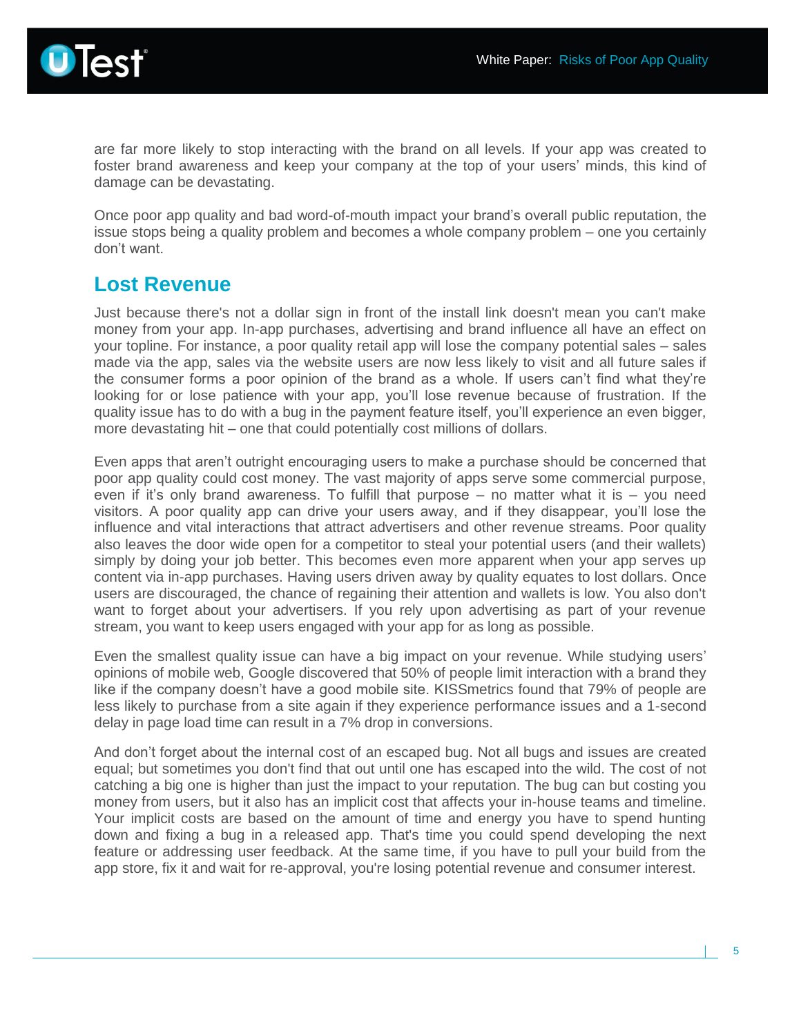are far more likely to stop interacting with the brand on all levels. If your app was created to foster brand awareness and keep your company at the top of your users' minds, this kind of damage can be devastating.

Once poor app quality and bad word-of-mouth impact your brand's overall public reputation, the issue stops being a quality problem and becomes a whole company problem – one you certainly don't want.

## Lost Revenue

Just because there's not a dollar sign in front of the install link doesn't mean you can't make money from your app. In-app purchases, advertising and brand influence all have an effect on your topline. For instance, a poor quality retail app will lose the company potential sales – sales made via the app, sales via the website users are now less likely to visit and all future sales if the consumer forms a poor opinion of the brand as a whole. If users can't find what they're looking for or lose patience with your app, you'll lose revenue because of frustration. If the quality issue has to do with a bug in the payment feature itself, you'll experience an even bigger, more devastating hit – one that could potentially cost millions of dollars.

Even apps that aren't outright encouraging users to make a purchase should be concerned that poor app quality could cost money. The vast majority of apps serve some commercial purpose, even if it's only brand awareness. To fulfill that purpose – no matter what it is – you need visitors. A poor quality app can drive your users away, and if they disappear, you'll lose the influence and vital interactions that attract advertisers and other revenue streams. Poor quality also leaves the door wide open for a competitor to steal your potential users (and their wallets) simply by doing your job better. This becomes even more apparent when your app serves up content via in-app purchases. Having users driven away by quality equates to lost dollars. Once users are discouraged, the chance of regaining their attention and wallets is low. You also don't want to forget about your advertisers. If you rely upon advertising as part of your revenue stream, you want to keep users engaged with your app for as long as possible.

Even the smallest quality issue can have a big impact on your revenue. While studying users' opinions of mobile web, Google discovered that 50% of people limit interaction with a brand they like if the company doesn't have a good mobile site. KISSmetrics found that 79% of people are less likely to purchase from a site again if they experience performance issues and a 1-second delay in page load time can result in a 7% drop in conversions.

And don't forget about the internal cost of an escaped bug. Not all bugs and issues are created equal; but sometimes you don't find that out until one has escaped into the wild. The cost of not catching a big one is higher than just the impact to your reputation. The bug can but costing you money from users, but it also has an implicit cost that affects your in-house teams and timeline. Your implicit costs are based on the amount of time and energy you have to spend hunting down and fixing a bug in a released app. That's time you could spend developing the next feature or addressing user feedback. At the same time, if you have to pull your build from the app store, fix it and wait for re-approval, you're losing potential revenue and consumer interest.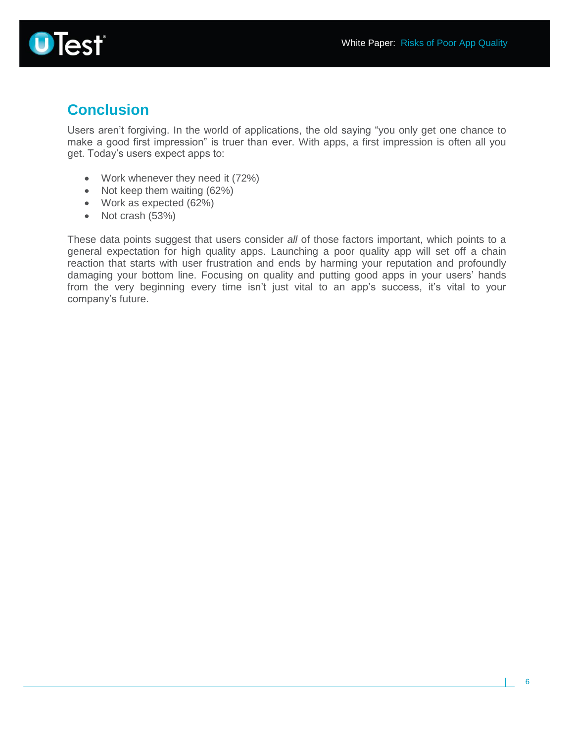## Conclusion

Users aren’t forgiving. In the world of applications, the old saying “you only get one chance to make a good first impression” is truer than ever. With apps, a first impression is often all you get. Today’s users expect apps to:

- Work whenever they need it (72%)
- Not keep them waiting (62%)
- Work as expected (62%)
- Not crash (53%)

These data points suggest that users consider *all* of those factors important, which points to a general expectation for high quality apps. Launching a poor quality app will set off a chain reaction that starts with user frustration and ends by harming your reputation and profoundly damaging your bottom line. Focusing on quality and putting good apps in your users’ hands from the very beginning every time isn’t just vital to an app’s success, it’s vital to your company’s future.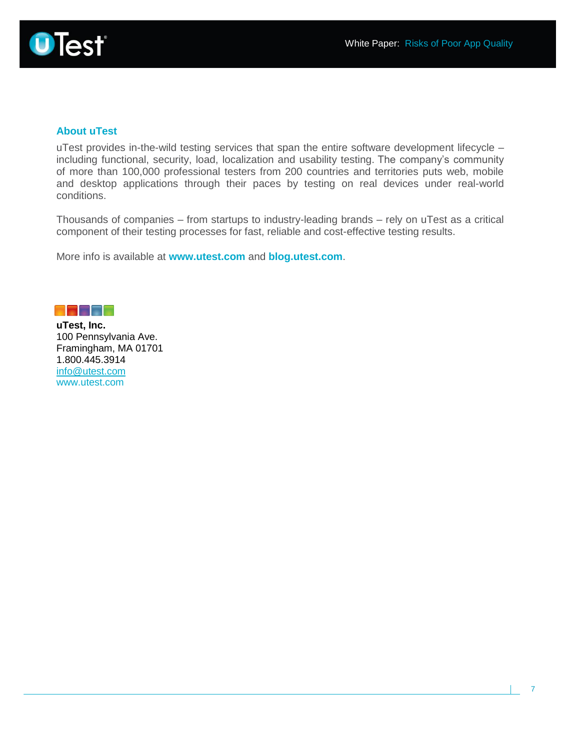## About uTest

uTest provides in-the-wild testing services that span the entire software development lifecycle – including functional, security, load, localization and usability testing. The company's community of more than 100,000 professional testers from 200 countries and territories puts web, mobile and desktop applications through their paces by testing on real devices under real-world conditions.

Thousands of companies – from startups to industry-leading brands – rely on uTest as a critical component of their testing processes for fast, reliable and cost-effective testing results.

More info is available at **www.utest.com** and **blog.utest.com**.

**uTest, Inc.**
100 Pennsylvania Ave.
Framingham, MA 01701
1.800.445.3914
info@utest.com
www.utest.com